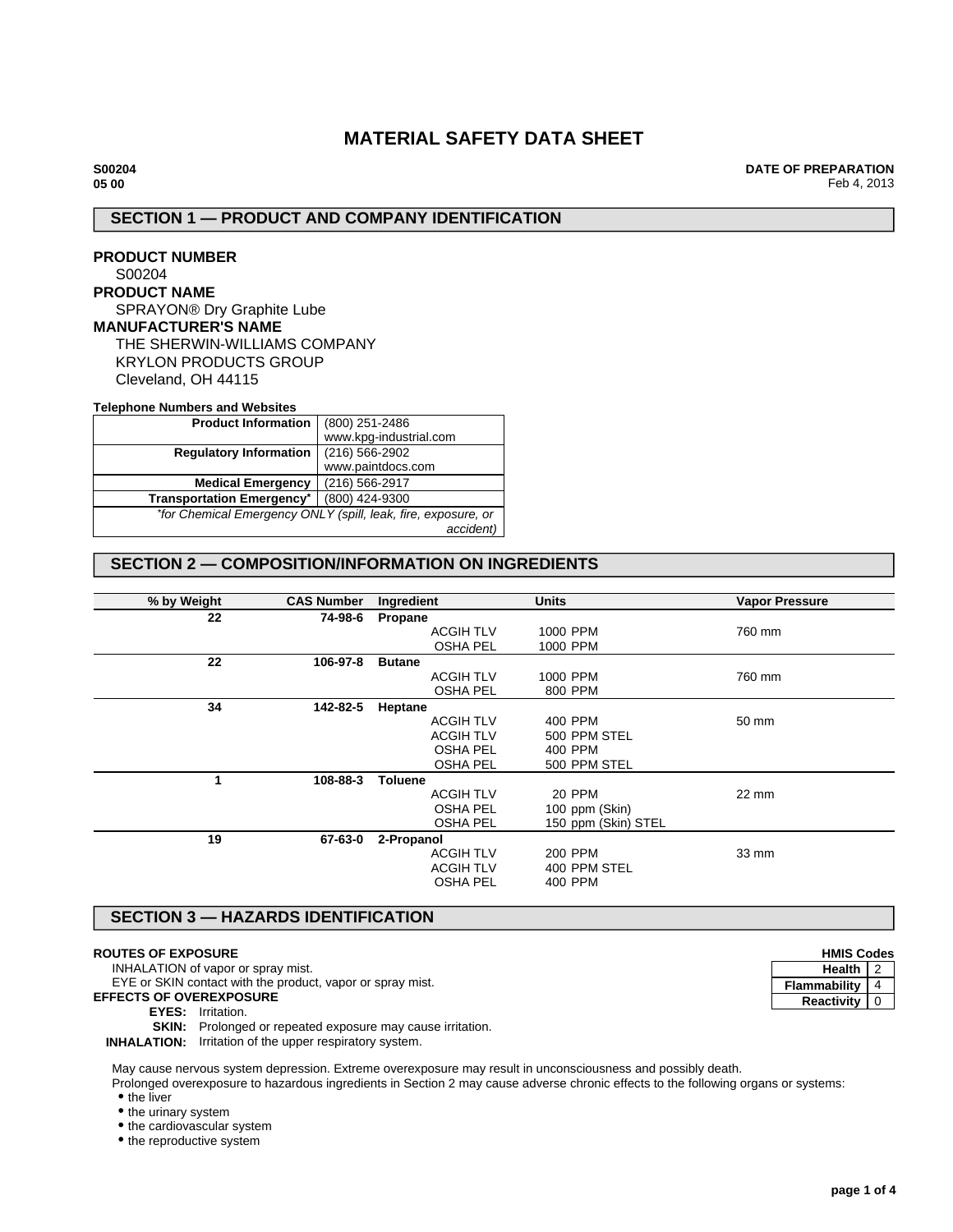# MATERIAL SAFETY DATA SHEET

**S00204**
**05 00**

**DATE OF PREPARATION**
Feb 4, 2013

## SECTION 1 — PRODUCT AND COMPANY IDENTIFICATION

**PRODUCT NUMBER**
S00204

**PRODUCT NAME**
SPRAYON® Dry Graphite Lube

**MANUFACTURER'S NAME**
THE SHERWIN-WILLIAMS COMPANY
KRYLON PRODUCTS GROUP
Cleveland, OH 44115

**Telephone Numbers and Websites**

| | |
|---|---|
| **Product Information** | (800) 251-2486<br>www.kpg-industrial.com |
| **Regulatory Information** | (216) 566-2902<br>www.paintdocs.com |
| **Medical Emergency** | (216) 566-2917 |
| **Transportation Emergency*** | (800) 424-9300 |
| *\*for Chemical Emergency ONLY (spill, leak, fire, exposure, or accident)* | |

## SECTION 2 — COMPOSITION/INFORMATION ON INGREDIENTS

| % by Weight | CAS Number | Ingredient | | Units | Vapor Pressure |
|---|---|---|---|---|---|
| 22 | 74-98-6 | **Propane** | | | |
| | | | ACGIH TLV | 1000 PPM | 760 mm |
| | | | OSHA PEL | 1000 PPM | |
| 22 | 106-97-8 | **Butane** | | | |
| | | | ACGIH TLV | 1000 PPM | 760 mm |
| | | | OSHA PEL | 800 PPM | |
| 34 | 142-82-5 | **Heptane** | | | |
| | | | ACGIH TLV | 400 PPM | 50 mm |
| | | | ACGIH TLV | 500 PPM STEL | |
| | | | OSHA PEL | 400 PPM | |
| | | | OSHA PEL | 500 PPM STEL | |
| 1 | 108-88-3 | **Toluene** | | | |
| | | | ACGIH TLV | 20 PPM | 22 mm |
| | | | OSHA PEL | 100 ppm (Skin) | |
| | | | OSHA PEL | 150 ppm (Skin) STEL | |
| 19 | 67-63-0 | **2-Propanol** | | | |
| | | | ACGIH TLV | 200 PPM | 33 mm |
| | | | ACGIH TLV | 400 PPM STEL | |
| | | | OSHA PEL | 400 PPM | |

## SECTION 3 — HAZARDS IDENTIFICATION

**HMIS Codes**

| | |
|---|---|
| **Health** | 2 |
| **Flammability** | 4 |
| **Reactivity** | 0 |

**ROUTES OF EXPOSURE**
INHALATION of vapor or spray mist.
EYE or SKIN contact with the product, vapor or spray mist.

**EFFECTS OF OVEREXPOSURE**
**EYES:** Irritation.
**SKIN:** Prolonged or repeated exposure may cause irritation.
**INHALATION:** Irritation of the upper respiratory system.

May cause nervous system depression. Extreme overexposure may result in unconsciousness and possibly death.
Prolonged overexposure to hazardous ingredients in Section 2 may cause adverse chronic effects to the following organs or systems:

- the liver
- the urinary system
- the cardiovascular system
- the reproductive system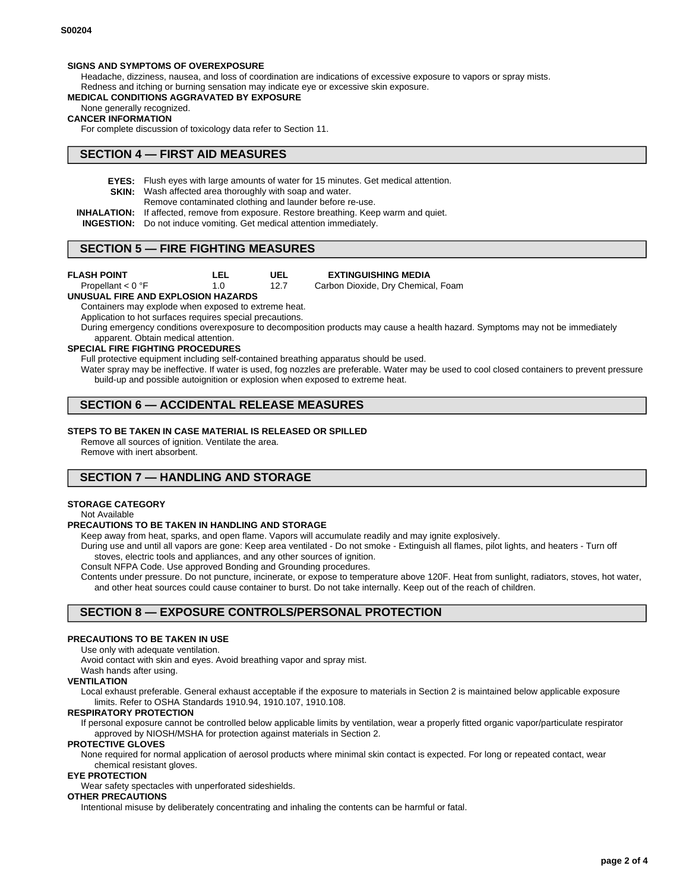**SIGNS AND SYMPTOMS OF OVEREXPOSURE**

Headache, dizziness, nausea, and loss of coordination are indications of excessive exposure to vapors or spray mists.
Redness and itching or burning sensation may indicate eye or excessive skin exposure.

**MEDICAL CONDITIONS AGGRAVATED BY EXPOSURE**

None generally recognized.

**CANCER INFORMATION**

For complete discussion of toxicology data refer to Section 11.

## SECTION 4 — FIRST AID MEASURES

**EYES:** Flush eyes with large amounts of water for 15 minutes. Get medical attention.

**SKIN:** Wash affected area thoroughly with soap and water.
Remove contaminated clothing and launder before re-use.

**INHALATION:** If affected, remove from exposure. Restore breathing. Keep warm and quiet.

**INGESTION:** Do not induce vomiting. Get medical attention immediately.

## SECTION 5 — FIRE FIGHTING MEASURES

| FLASH POINT | LEL | UEL | EXTINGUISHING MEDIA |
|---|---|---|---|
| Propellant < 0 °F | 1.0 | 12.7 | Carbon Dioxide, Dry Chemical, Foam |

**UNUSUAL FIRE AND EXPLOSION HAZARDS**

Containers may explode when exposed to extreme heat.
Application to hot surfaces requires special precautions.
During emergency conditions overexposure to decomposition products may cause a health hazard. Symptoms may not be immediately apparent. Obtain medical attention.

**SPECIAL FIRE FIGHTING PROCEDURES**

Full protective equipment including self-contained breathing apparatus should be used.
Water spray may be ineffective. If water is used, fog nozzles are preferable. Water may be used to cool closed containers to prevent pressure build-up and possible autoignition or explosion when exposed to extreme heat.

## SECTION 6 — ACCIDENTAL RELEASE MEASURES

**STEPS TO BE TAKEN IN CASE MATERIAL IS RELEASED OR SPILLED**

Remove all sources of ignition. Ventilate the area.
Remove with inert absorbent.

## SECTION 7 — HANDLING AND STORAGE

**STORAGE CATEGORY**

Not Available

**PRECAUTIONS TO BE TAKEN IN HANDLING AND STORAGE**

Keep away from heat, sparks, and open flame. Vapors will accumulate readily and may ignite explosively.
During use and until all vapors are gone: Keep area ventilated - Do not smoke - Extinguish all flames, pilot lights, and heaters - Turn off stoves, electric tools and appliances, and any other sources of ignition.
Consult NFPA Code. Use approved Bonding and Grounding procedures.
Contents under pressure. Do not puncture, incinerate, or expose to temperature above 120F. Heat from sunlight, radiators, stoves, hot water, and other heat sources could cause container to burst. Do not take internally. Keep out of the reach of children.

## SECTION 8 — EXPOSURE CONTROLS/PERSONAL PROTECTION

**PRECAUTIONS TO BE TAKEN IN USE**

Use only with adequate ventilation.
Avoid contact with skin and eyes. Avoid breathing vapor and spray mist.
Wash hands after using.

**VENTILATION**

Local exhaust preferable. General exhaust acceptable if the exposure to materials in Section 2 is maintained below applicable exposure limits. Refer to OSHA Standards 1910.94, 1910.107, 1910.108.

**RESPIRATORY PROTECTION**

If personal exposure cannot be controlled below applicable limits by ventilation, wear a properly fitted organic vapor/particulate respirator approved by NIOSH/MSHA for protection against materials in Section 2.

**PROTECTIVE GLOVES**

None required for normal application of aerosol products where minimal skin contact is expected. For long or repeated contact, wear chemical resistant gloves.

**EYE PROTECTION**

Wear safety spectacles with unperforated sideshields.

**OTHER PRECAUTIONS**

Intentional misuse by deliberately concentrating and inhaling the contents can be harmful or fatal.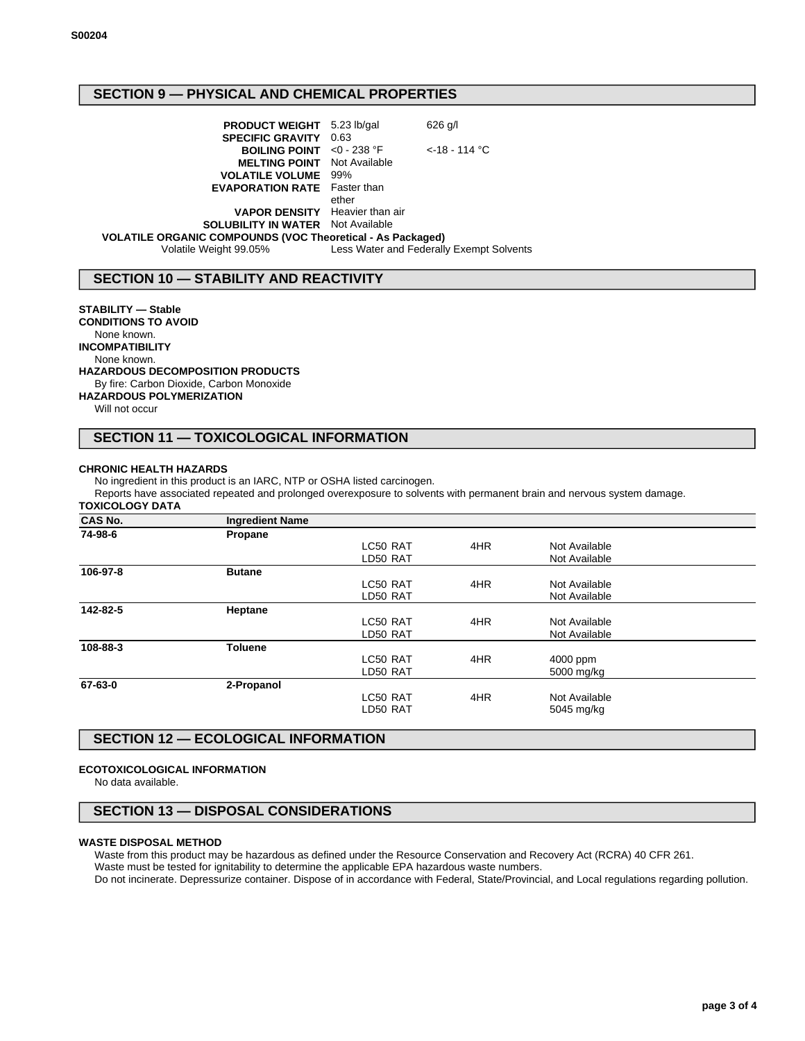## SECTION 9 — PHYSICAL AND CHEMICAL PROPERTIES

| | | |
|---|---|---|
| **PRODUCT WEIGHT** | 5.23 lb/gal | 626 g/l |
| **SPECIFIC GRAVITY** | 0.63 | |
| **BOILING POINT** | <0 - 238 °F | <-18 - 114 °C |
| **MELTING POINT** | Not Available | |
| **VOLATILE VOLUME** | 99% | |
| **EVAPORATION RATE** | Faster than ether | |
| **VAPOR DENSITY** | Heavier than air | |
| **SOLUBILITY IN WATER** | Not Available | |

**VOLATILE ORGANIC COMPOUNDS (VOC Theoretical - As Packaged)**

Volatile Weight 99.05% Less Water and Federally Exempt Solvents

## SECTION 10 — STABILITY AND REACTIVITY

**STABILITY — Stable**

**CONDITIONS TO AVOID**

None known.

**INCOMPATIBILITY**

None known.

**HAZARDOUS DECOMPOSITION PRODUCTS**

By fire: Carbon Dioxide, Carbon Monoxide

**HAZARDOUS POLYMERIZATION**

Will not occur

## SECTION 11 — TOXICOLOGICAL INFORMATION

**CHRONIC HEALTH HAZARDS**

No ingredient in this product is an IARC, NTP or OSHA listed carcinogen.

Reports have associated repeated and prolonged overexposure to solvents with permanent brain and nervous system damage.

**TOXICOLOGY DATA**

| CAS No. | Ingredient Name | | | |
|---|---|---|---|---|
| **74-98-6** | **Propane** | | | |
| | | LC50 RAT | 4HR | Not Available |
| | | LD50 RAT | | Not Available |
| **106-97-8** | **Butane** | | | |
| | | LC50 RAT | 4HR | Not Available |
| | | LD50 RAT | | Not Available |
| **142-82-5** | **Heptane** | | | |
| | | LC50 RAT | 4HR | Not Available |
| | | LD50 RAT | | Not Available |
| **108-88-3** | **Toluene** | | | |
| | | LC50 RAT | 4HR | 4000 ppm |
| | | LD50 RAT | | 5000 mg/kg |
| **67-63-0** | **2-Propanol** | | | |
| | | LC50 RAT | 4HR | Not Available |
| | | LD50 RAT | | 5045 mg/kg |

## SECTION 12 — ECOLOGICAL INFORMATION

**ECOTOXICOLOGICAL INFORMATION**

No data available.

## SECTION 13 — DISPOSAL CONSIDERATIONS

**WASTE DISPOSAL METHOD**

Waste from this product may be hazardous as defined under the Resource Conservation and Recovery Act (RCRA) 40 CFR 261.

Waste must be tested for ignitability to determine the applicable EPA hazardous waste numbers.

Do not incinerate. Depressurize container. Dispose of in accordance with Federal, State/Provincial, and Local regulations regarding pollution.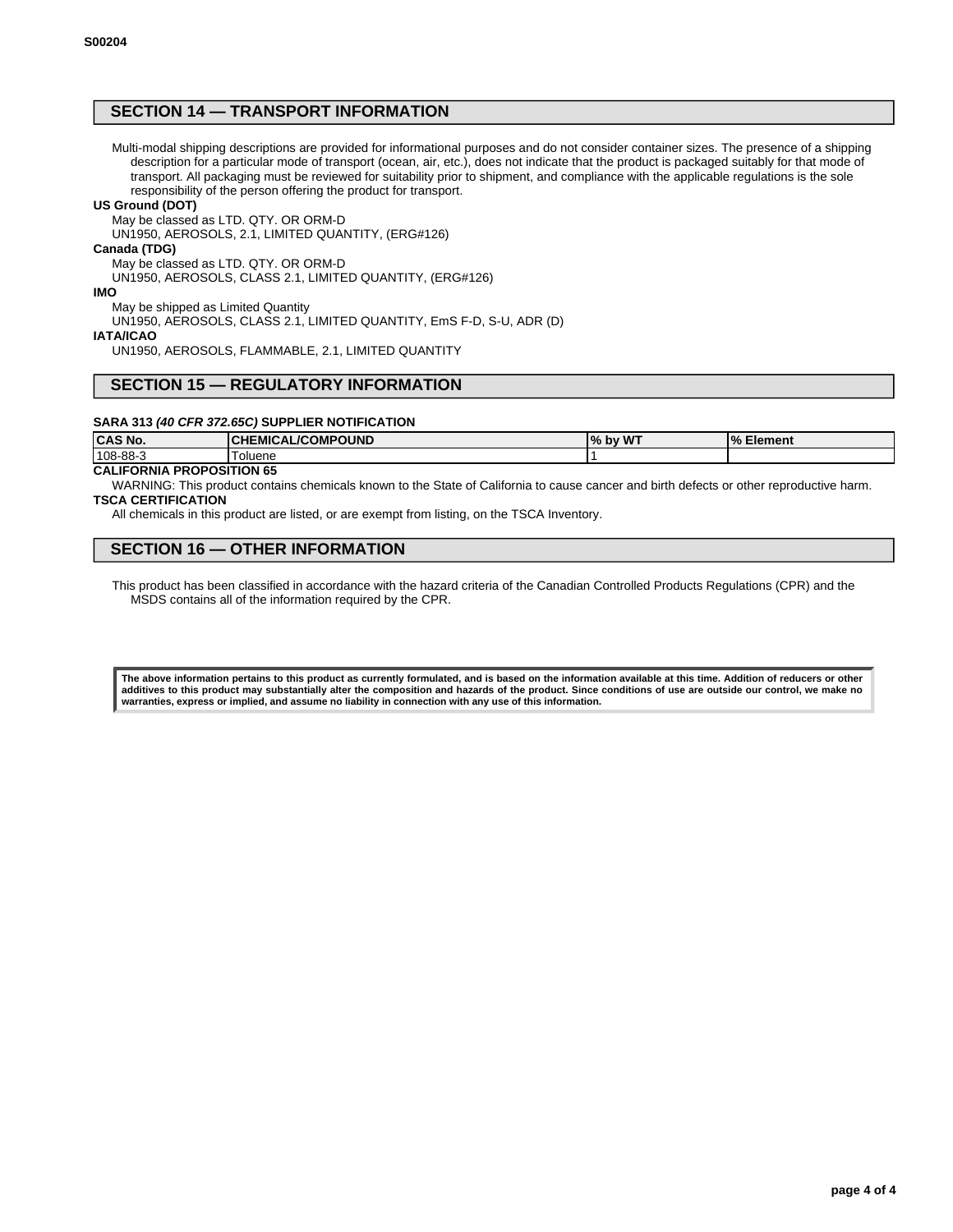## SECTION 14 — TRANSPORT INFORMATION

Multi-modal shipping descriptions are provided for informational purposes and do not consider container sizes. The presence of a shipping description for a particular mode of transport (ocean, air, etc.), does not indicate that the product is packaged suitably for that mode of transport. All packaging must be reviewed for suitability prior to shipment, and compliance with the applicable regulations is the sole responsibility of the person offering the product for transport.

**US Ground (DOT)**

May be classed as LTD. QTY. OR ORM-D

UN1950, AEROSOLS, 2.1, LIMITED QUANTITY, (ERG#126)

**Canada (TDG)**

May be classed as LTD. QTY. OR ORM-D

UN1950, AEROSOLS, CLASS 2.1, LIMITED QUANTITY, (ERG#126)

**IMO**

May be shipped as Limited Quantity

UN1950, AEROSOLS, CLASS 2.1, LIMITED QUANTITY, EmS F-D, S-U, ADR (D)

**IATA/ICAO**

UN1950, AEROSOLS, FLAMMABLE, 2.1, LIMITED QUANTITY

## SECTION 15 — REGULATORY INFORMATION

**SARA 313 *(40 CFR 372.65C)* SUPPLIER NOTIFICATION**

| CAS No. | CHEMICAL/COMPOUND | % by WT | % Element |
| --- | --- | --- | --- |
| 108-88-3 | Toluene | 1 | |

**CALIFORNIA PROPOSITION 65**

WARNING: This product contains chemicals known to the State of California to cause cancer and birth defects or other reproductive harm.

**TSCA CERTIFICATION**

All chemicals in this product are listed, or are exempt from listing, on the TSCA Inventory.

## SECTION 16 — OTHER INFORMATION

This product has been classified in accordance with the hazard criteria of the Canadian Controlled Products Regulations (CPR) and the MSDS contains all of the information required by the CPR.

**The above information pertains to this product as currently formulated, and is based on the information available at this time. Addition of reducers or other additives to this product may substantially alter the composition and hazards of the product. Since conditions of use are outside our control, we make no warranties, express or implied, and assume no liability in connection with any use of this information.**